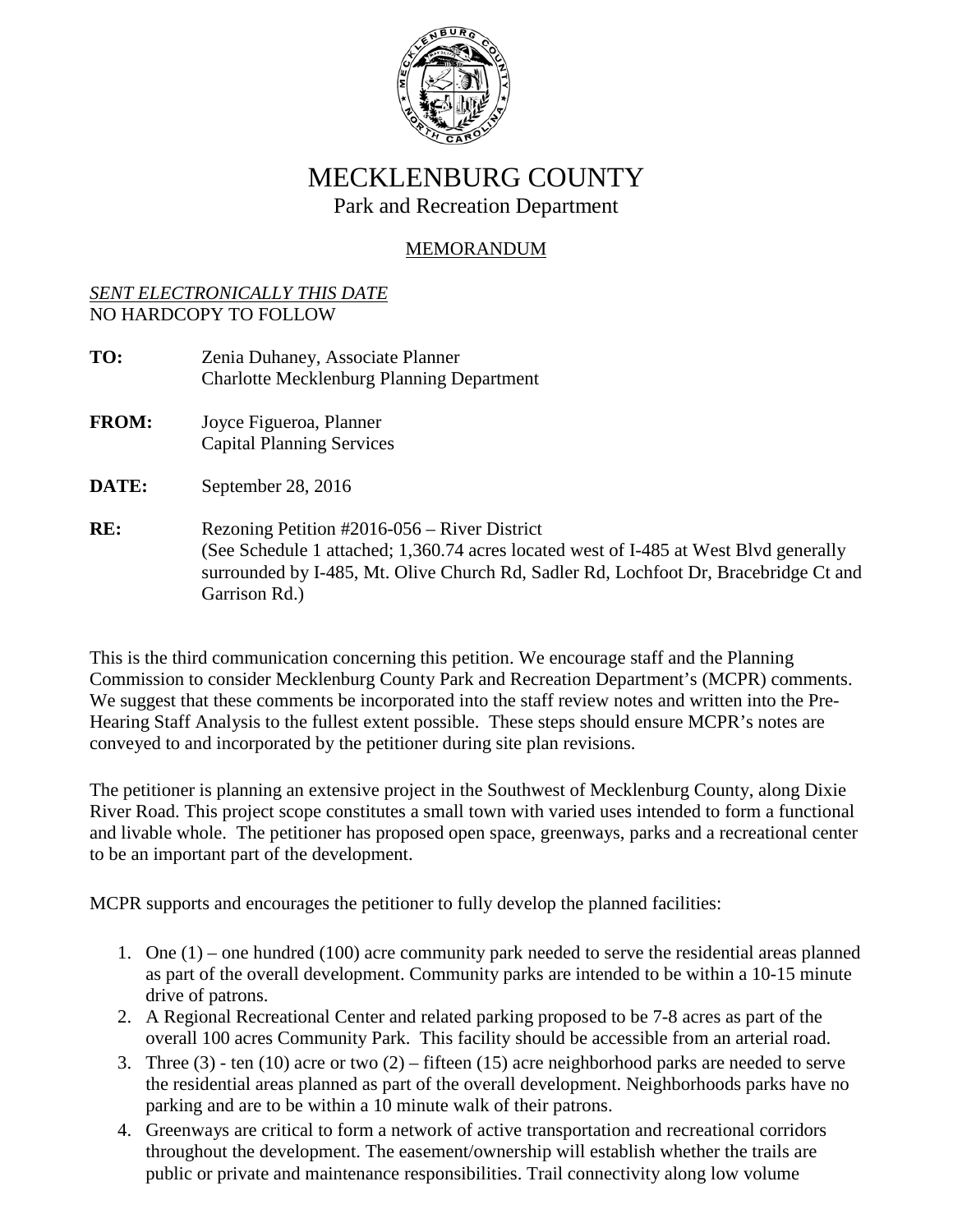# MECKLENBURG COUNTY

## Park and Recreation Department

### MEMORANDUM

*SENT ELECTRONICALLY THIS DATE*
NO HARDCOPY TO FOLLOW

**TO:** Zenia Duhaney, Associate Planner
Charlotte Mecklenburg Planning Department

**FROM:** Joyce Figueroa, Planner
Capital Planning Services

**DATE:** September 28, 2016

**RE:** Rezoning Petition #2016-056 – River District
(See Schedule 1 attached; 1,360.74 acres located west of I-485 at West Blvd generally surrounded by I-485, Mt. Olive Church Rd, Sadler Rd, Lochfoot Dr, Bracebridge Ct and Garrison Rd.)

This is the third communication concerning this petition. We encourage staff and the Planning Commission to consider Mecklenburg County Park and Recreation Department's (MCPR) comments. We suggest that these comments be incorporated into the staff review notes and written into the Pre-Hearing Staff Analysis to the fullest extent possible. These steps should ensure MCPR's notes are conveyed to and incorporated by the petitioner during site plan revisions.

The petitioner is planning an extensive project in the Southwest of Mecklenburg County, along Dixie River Road. This project scope constitutes a small town with varied uses intended to form a functional and livable whole. The petitioner has proposed open space, greenways, parks and a recreational center to be an important part of the development.

MCPR supports and encourages the petitioner to fully develop the planned facilities:

1. One (1) – one hundred (100) acre community park needed to serve the residential areas planned as part of the overall development. Community parks are intended to be within a 10-15 minute drive of patrons.
2. A Regional Recreational Center and related parking proposed to be 7-8 acres as part of the overall 100 acres Community Park. This facility should be accessible from an arterial road.
3. Three (3) - ten (10) acre or two (2) – fifteen (15) acre neighborhood parks are needed to serve the residential areas planned as part of the overall development. Neighborhoods parks have no parking and are to be within a 10 minute walk of their patrons.
4. Greenways are critical to form a network of active transportation and recreational corridors throughout the development. The easement/ownership will establish whether the trails are public or private and maintenance responsibilities. Trail connectivity along low volume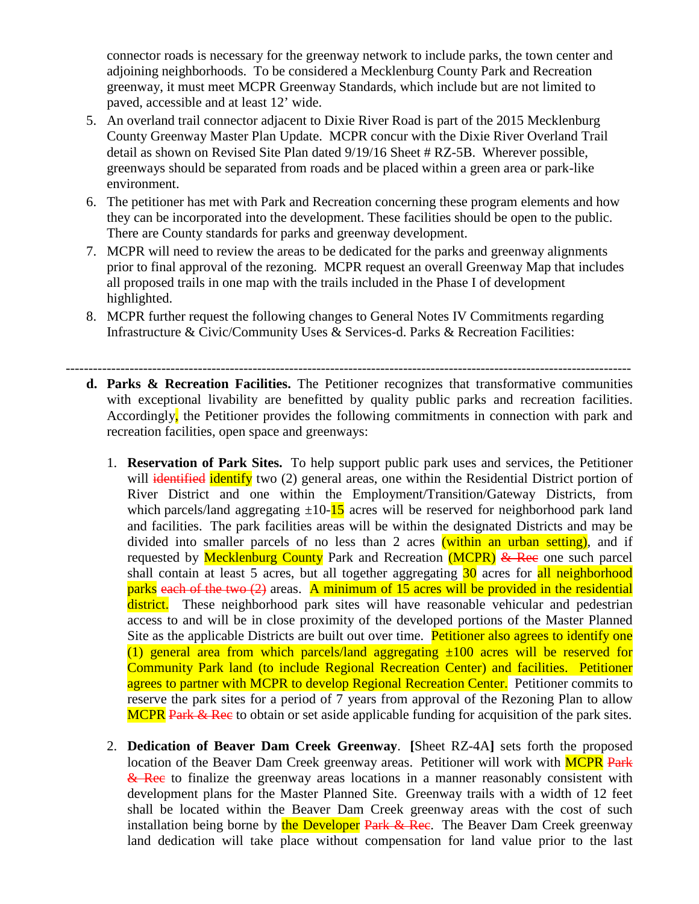connector roads is necessary for the greenway network to include parks, the town center and adjoining neighborhoods. To be considered a Mecklenburg County Park and Recreation greenway, it must meet MCPR Greenway Standards, which include but are not limited to paved, accessible and at least 12' wide.

5. An overland trail connector adjacent to Dixie River Road is part of the 2015 Mecklenburg County Greenway Master Plan Update. MCPR concur with the Dixie River Overland Trail detail as shown on Revised Site Plan dated 9/19/16 Sheet # RZ-5B. Wherever possible, greenways should be separated from roads and be placed within a green area or park-like environment.
6. The petitioner has met with Park and Recreation concerning these program elements and how they can be incorporated into the development. These facilities should be open to the public. There are County standards for parks and greenway development.
7. MCPR will need to review the areas to be dedicated for the parks and greenway alignments prior to final approval of the rezoning. MCPR request an overall Greenway Map that includes all proposed trails in one map with the trails included in the Phase I of development highlighted.
8. MCPR further request the following changes to General Notes IV Commitments regarding Infrastructure & Civic/Community Uses & Services-d. Parks & Recreation Facilities:

---

**d. Parks & Recreation Facilities.** The Petitioner recognizes that transformative communities with exceptional livability are benefitted by quality public parks and recreation facilities. Accordingly, the Petitioner provides the following commitments in connection with park and recreation facilities, open space and greenways:

1. **Reservation of Park Sites.** To help support public park uses and services, the Petitioner will ~~identified~~ identify two (2) general areas, one within the Residential District portion of River District and one within the Employment/Transition/Gateway Districts, from which parcels/land aggregating ±10-15 acres will be reserved for neighborhood park land and facilities. The park facilities areas will be within the designated Districts and may be divided into smaller parcels of no less than 2 acres (within an urban setting), and if requested by Mecklenburg County Park and Recreation (MCPR) ~~& Rec~~ one such parcel shall contain at least 5 acres, but all together aggregating 30 acres for all neighborhood parks ~~each of the two (2)~~ areas. A minimum of 15 acres will be provided in the residential district. These neighborhood park sites will have reasonable vehicular and pedestrian access to and will be in close proximity of the developed portions of the Master Planned Site as the applicable Districts are built out over time. Petitioner also agrees to identify one (1) general area from which parcels/land aggregating ±100 acres will be reserved for Community Park land (to include Regional Recreation Center) and facilities. Petitioner agrees to partner with MCPR to develop Regional Recreation Center. Petitioner commits to reserve the park sites for a period of 7 years from approval of the Rezoning Plan to allow MCPR ~~Park & Rec~~ to obtain or set aside applicable funding for acquisition of the park sites.

2. **Dedication of Beaver Dam Creek Greenway**. **[**Sheet RZ-4A**]** sets forth the proposed location of the Beaver Dam Creek greenway areas. Petitioner will work with MCPR ~~Park & Rec~~ to finalize the greenway areas locations in a manner reasonably consistent with development plans for the Master Planned Site. Greenway trails with a width of 12 feet shall be located within the Beaver Dam Creek greenway areas with the cost of such installation being borne by the Developer ~~Park & Rec~~. The Beaver Dam Creek greenway land dedication will take place without compensation for land value prior to the last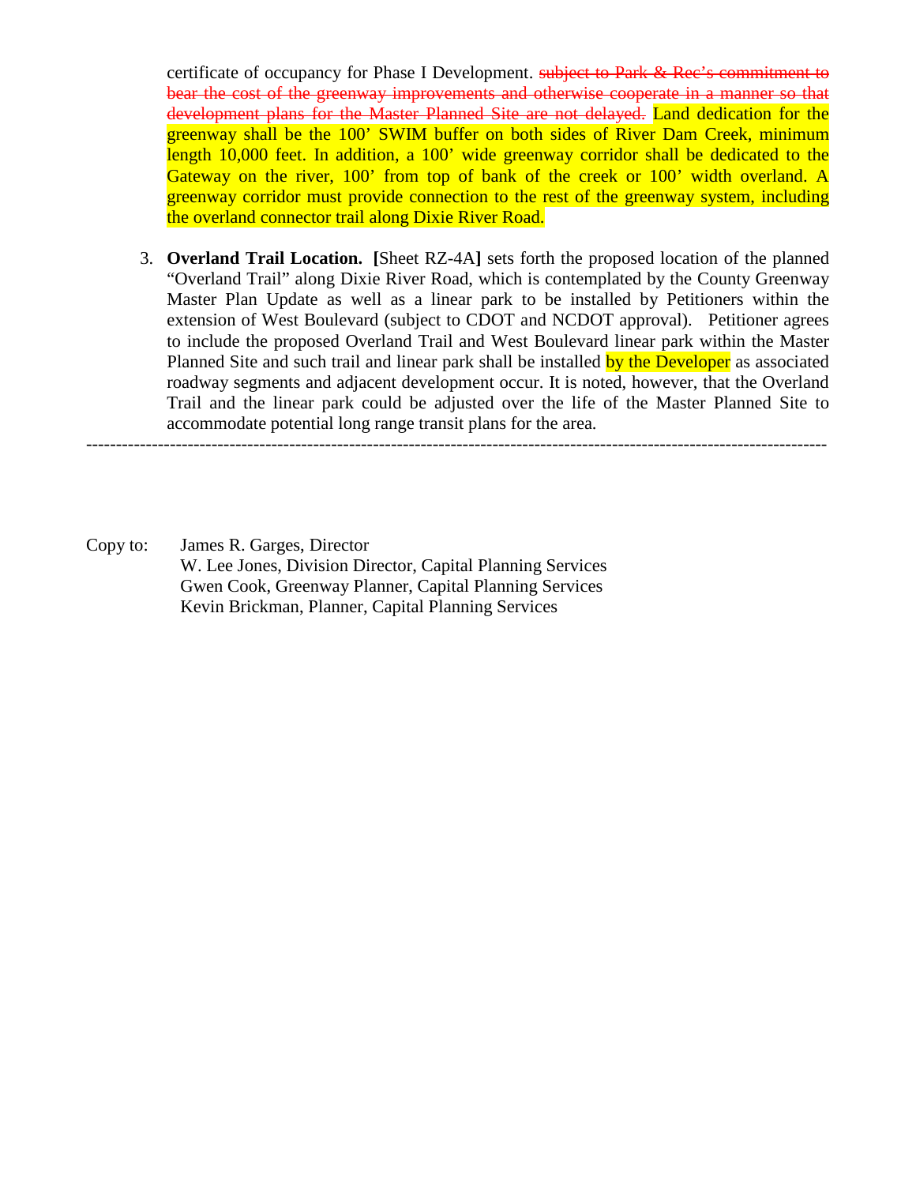certificate of occupancy for Phase I Development. ~~subject to Park & Rec's commitment to bear the cost of the greenway improvements and otherwise cooperate in a manner so that development plans for the Master Planned Site are not delayed.~~ Land dedication for the greenway shall be the 100' SWIM buffer on both sides of River Dam Creek, minimum length 10,000 feet. In addition, a 100' wide greenway corridor shall be dedicated to the Gateway on the river, 100' from top of bank of the creek or 100' width overland. A greenway corridor must provide connection to the rest of the greenway system, including the overland connector trail along Dixie River Road.

3. **Overland Trail Location.** **[**Sheet RZ-4A**]** sets forth the proposed location of the planned "Overland Trail" along Dixie River Road, which is contemplated by the County Greenway Master Plan Update as well as a linear park to be installed by Petitioners within the extension of West Boulevard (subject to CDOT and NCDOT approval). Petitioner agrees to include the proposed Overland Trail and West Boulevard linear park within the Master Planned Site and such trail and linear park shall be installed by the Developer as associated roadway segments and adjacent development occur. It is noted, however, that the Overland Trail and the linear park could be adjusted over the life of the Master Planned Site to accommodate potential long range transit plans for the area.

---

Copy to: James R. Garges, Director
W. Lee Jones, Division Director, Capital Planning Services
Gwen Cook, Greenway Planner, Capital Planning Services
Kevin Brickman, Planner, Capital Planning Services